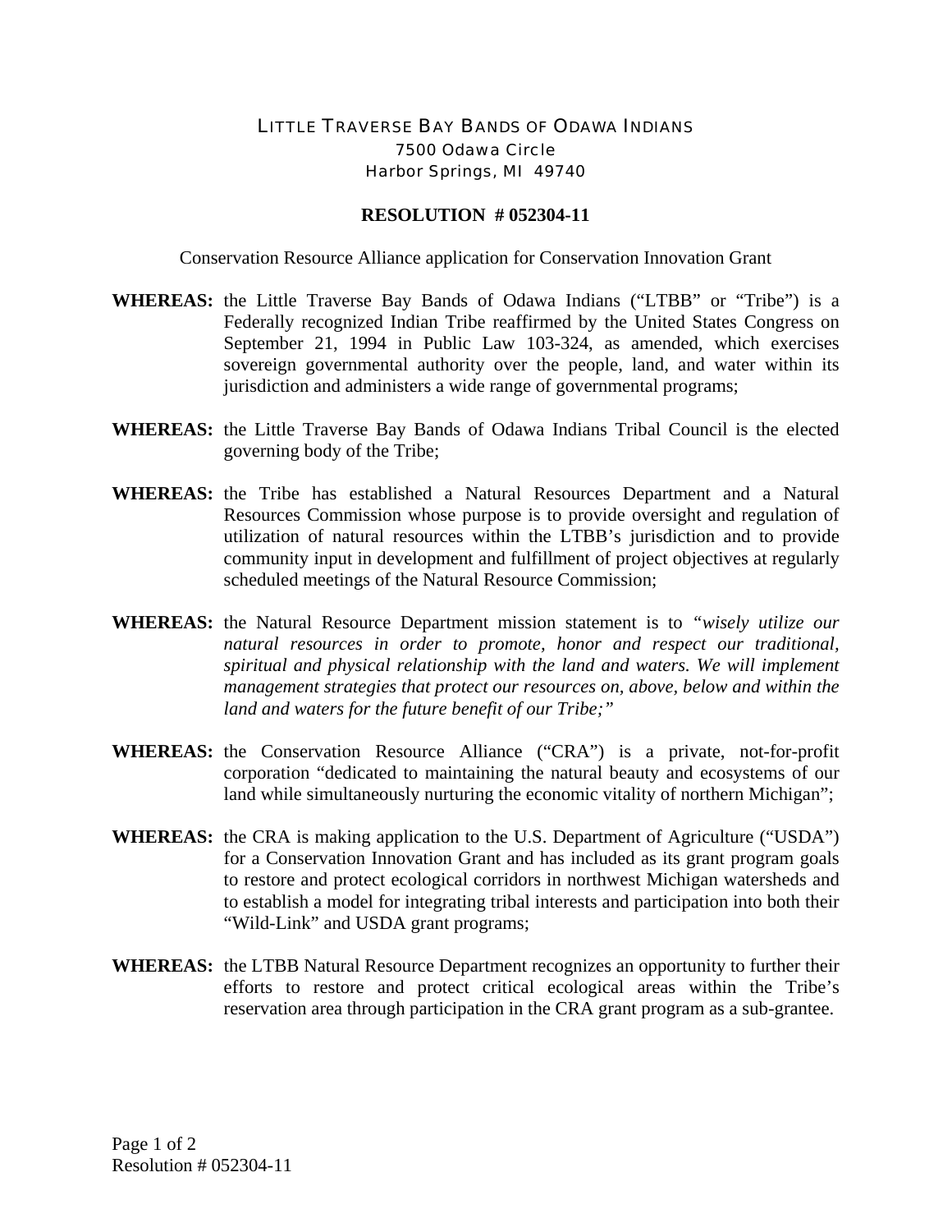LITTLE TRAVERSE BAY BANDS OF ODAWA INDIANS
7500 Odawa Circle
Harbor Springs, MI 49740

**RESOLUTION # 052304-11**

Conservation Resource Alliance application for Conservation Innovation Grant

**WHEREAS:** the Little Traverse Bay Bands of Odawa Indians ("LTBB" or "Tribe") is a Federally recognized Indian Tribe reaffirmed by the United States Congress on September 21, 1994 in Public Law 103-324, as amended, which exercises sovereign governmental authority over the people, land, and water within its jurisdiction and administers a wide range of governmental programs;

**WHEREAS:** the Little Traverse Bay Bands of Odawa Indians Tribal Council is the elected governing body of the Tribe;

**WHEREAS:** the Tribe has established a Natural Resources Department and a Natural Resources Commission whose purpose is to provide oversight and regulation of utilization of natural resources within the LTBB's jurisdiction and to provide community input in development and fulfillment of project objectives at regularly scheduled meetings of the Natural Resource Commission;

**WHEREAS:** the Natural Resource Department mission statement is to *"wisely utilize our natural resources in order to promote, honor and respect our traditional, spiritual and physical relationship with the land and waters. We will implement management strategies that protect our resources on, above, below and within the land and waters for the future benefit of our Tribe;"*

**WHEREAS:** the Conservation Resource Alliance ("CRA") is a private, not-for-profit corporation "dedicated to maintaining the natural beauty and ecosystems of our land while simultaneously nurturing the economic vitality of northern Michigan";

**WHEREAS:** the CRA is making application to the U.S. Department of Agriculture ("USDA") for a Conservation Innovation Grant and has included as its grant program goals to restore and protect ecological corridors in northwest Michigan watersheds and to establish a model for integrating tribal interests and participation into both their "Wild-Link" and USDA grant programs;

**WHEREAS:** the LTBB Natural Resource Department recognizes an opportunity to further their efforts to restore and protect critical ecological areas within the Tribe's reservation area through participation in the CRA grant program as a sub-grantee.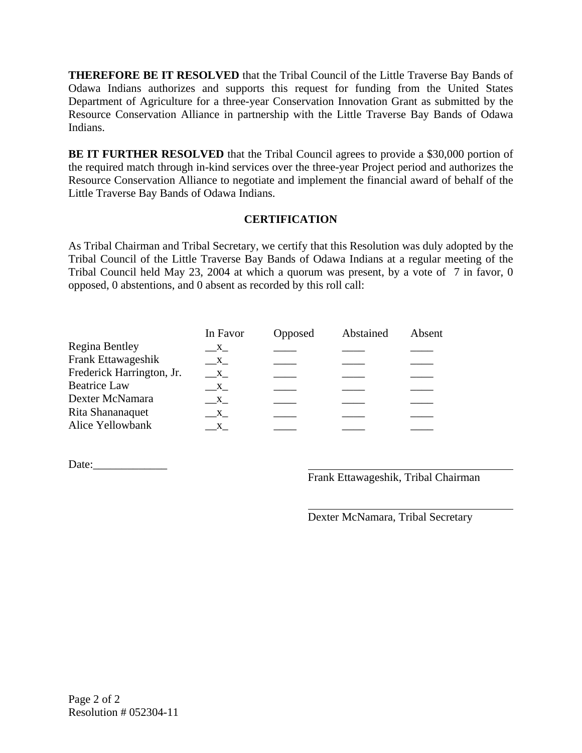**THEREFORE BE IT RESOLVED** that the Tribal Council of the Little Traverse Bay Bands of Odawa Indians authorizes and supports this request for funding from the United States Department of Agriculture for a three-year Conservation Innovation Grant as submitted by the Resource Conservation Alliance in partnership with the Little Traverse Bay Bands of Odawa Indians.

**BE IT FURTHER RESOLVED** that the Tribal Council agrees to provide a $30,000 portion of the required match through in-kind services over the three-year Project period and authorizes the Resource Conservation Alliance to negotiate and implement the financial award of behalf of the Little Traverse Bay Bands of Odawa Indians.

### CERTIFICATION

As Tribal Chairman and Tribal Secretary, we certify that this Resolution was duly adopted by the Tribal Council of the Little Traverse Bay Bands of Odawa Indians at a regular meeting of the Tribal Council held May 23, 2004 at which a quorum was present, by a vote of 7 in favor, 0 opposed, 0 abstentions, and 0 absent as recorded by this roll call:

| | In Favor | Opposed | Abstained | Absent |
|---|---|---|---|---|
| Regina Bentley | x | | | |
| Frank Ettawageshik | x | | | |
| Frederick Harrington, Jr. | x | | | |
| Beatrice Law | x | | | |
| Dexter McNamara | x | | | |
| Rita Shananaquet | x | | | |
| Alice Yellowbank | x | | | |

Date:_____________

Frank Ettawageshik, Tribal Chairman

Dexter McNamara, Tribal Secretary

Resolution # 052304-11